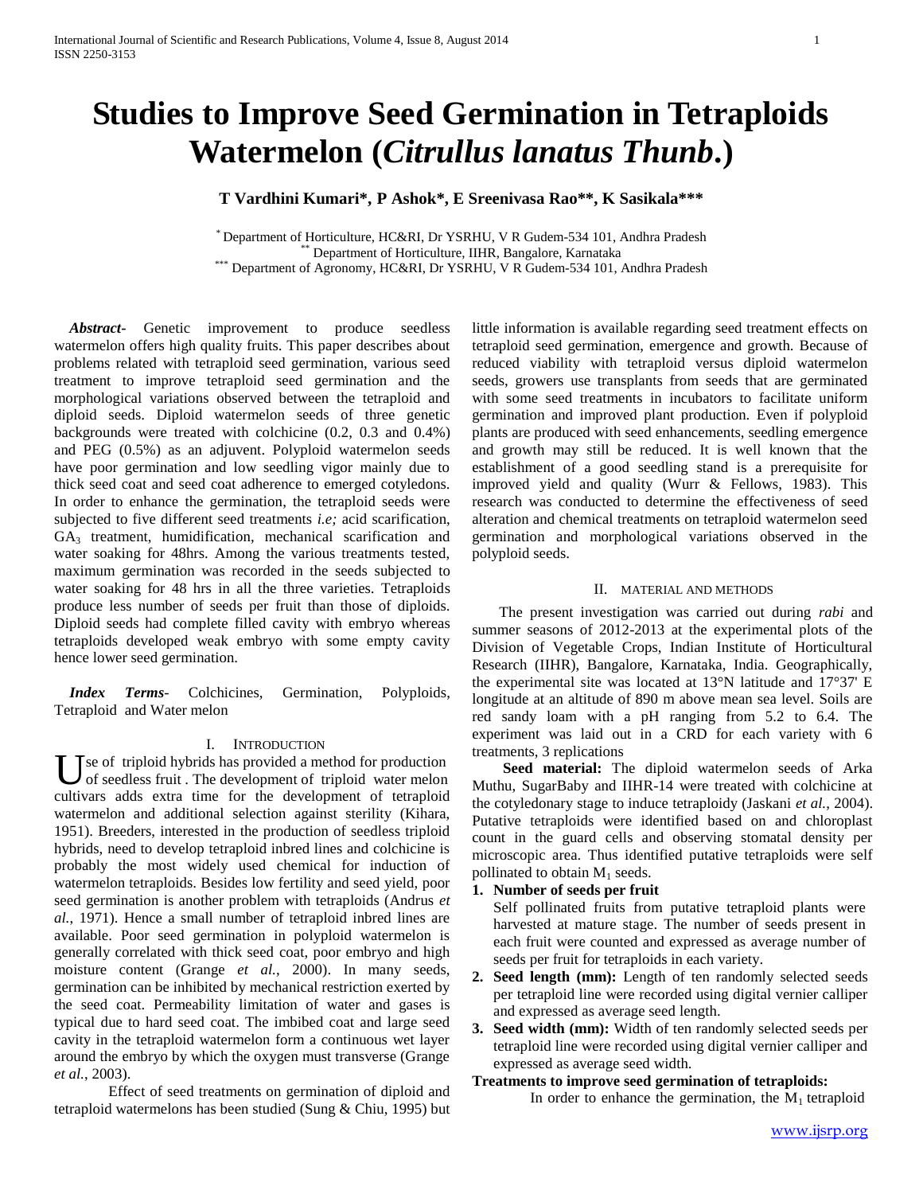# Studies to Improve Seed Germination in Tetraploids Watermelon (*Citrullus lanatus Thunb*.)

**T Vardhini Kumari*, P Ashok*, E Sreenivasa Rao**, K Sasikala*****

[*] Department of Horticulture, HC&RI, Dr YSRHU, V R Gudem-534 101, Andhra Pradesh
[**] Department of Horticulture, IIHR, Bangalore, Karnataka
[***] Department of Agronomy, HC&RI, Dr YSRHU, V R Gudem-534 101, Andhra Pradesh

***Abstract***- Genetic improvement to produce seedless watermelon offers high quality fruits. This paper describes about problems related with tetraploid seed germination, various seed treatment to improve tetraploid seed germination and the morphological variations observed between the tetraploid and diploid seeds. Diploid watermelon seeds of three genetic backgrounds were treated with colchicine (0.2, 0.3 and 0.4%) and PEG (0.5%) as an adjuvent. Polyploid watermelon seeds have poor germination and low seedling vigor mainly due to thick seed coat and seed coat adherence to emerged cotyledons. In order to enhance the germination, the tetraploid seeds were subjected to five different seed treatments *i.e;* acid scarification, $GA_3$ treatment, humidification, mechanical scarification and water soaking for 48hrs. Among the various treatments tested, maximum germination was recorded in the seeds subjected to water soaking for 48 hrs in all the three varieties. Tetraploids produce less number of seeds per fruit than those of diploids. Diploid seeds had complete filled cavity with embryo whereas tetraploids developed weak embryo with some empty cavity hence lower seed germination.

***Index Terms***- Colchicines, Germination, Polyploids, Tetraploid and Water melon

## I. Introduction

Use of triploid hybrids has provided a method for production of seedless fruit . The development of triploid water melon cultivars adds extra time for the development of tetraploid watermelon and additional selection against sterility (Kihara, 1951). Breeders, interested in the production of seedless triploid hybrids, need to develop tetraploid inbred lines and colchicine is probably the most widely used chemical for induction of watermelon tetraploids. Besides low fertility and seed yield, poor seed germination is another problem with tetraploids (Andrus *et al.*, 1971). Hence a small number of tetraploid inbred lines are available. Poor seed germination in polyploid watermelon is generally correlated with thick seed coat, poor embryo and high moisture content (Grange *et al.*, 2000). In many seeds, germination can be inhibited by mechanical restriction exerted by the seed coat. Permeability limitation of water and gases is typical due to hard seed coat. The imbibed coat and large seed cavity in the tetraploid watermelon form a continuous wet layer around the embryo by which the oxygen must transverse (Grange *et al.*, 2003).

Effect of seed treatments on germination of diploid and tetraploid watermelons has been studied (Sung & Chiu, 1995) but little information is available regarding seed treatment effects on tetraploid seed germination, emergence and growth. Because of reduced viability with tetraploid versus diploid watermelon seeds, growers use transplants from seeds that are germinated with some seed treatments in incubators to facilitate uniform germination and improved plant production. Even if polyploid plants are produced with seed enhancements, seedling emergence and growth may still be reduced. It is well known that the establishment of a good seedling stand is a prerequisite for improved yield and quality (Wurr & Fellows, 1983). This research was conducted to determine the effectiveness of seed alteration and chemical treatments on tetraploid watermelon seed germination and morphological variations observed in the polyploid seeds.

## II. Material and Methods

The present investigation was carried out during *rabi* and summer seasons of 2012-2013 at the experimental plots of the Division of Vegetable Crops, Indian Institute of Horticultural Research (IIHR), Bangalore, Karnataka, India. Geographically, the experimental site was located at 13°N latitude and 17°37' E longitude at an altitude of 890 m above mean sea level. Soils are red sandy loam with a pH ranging from 5.2 to 6.4. The experiment was laid out in a CRD for each variety with 6 treatments, 3 replications

**Seed material:** The diploid watermelon seeds of Arka Muthu, SugarBaby and IIHR-14 were treated with colchicine at the cotyledonary stage to induce tetraploidy (Jaskani *et al.*, 2004). Putative tetraploids were identified based on and chloroplast count in the guard cells and observing stomatal density per microscopic area. Thus identified putative tetraploids were self pollinated to obtain $M_1$ seeds.

1. **Number of seeds per fruit**
   Self pollinated fruits from putative tetraploid plants were harvested at mature stage. The number of seeds present in each fruit were counted and expressed as average number of seeds per fruit for tetraploids in each variety.
2. **Seed length (mm):** Length of ten randomly selected seeds per tetraploid line were recorded using digital vernier calliper and expressed as average seed length.
3. **Seed width (mm):** Width of ten randomly selected seeds per tetraploid line were recorded using digital vernier calliper and expressed as average seed width.

**Treatments to improve seed germination of tetraploids:**

In order to enhance the germination, the $M_1$ tetraploid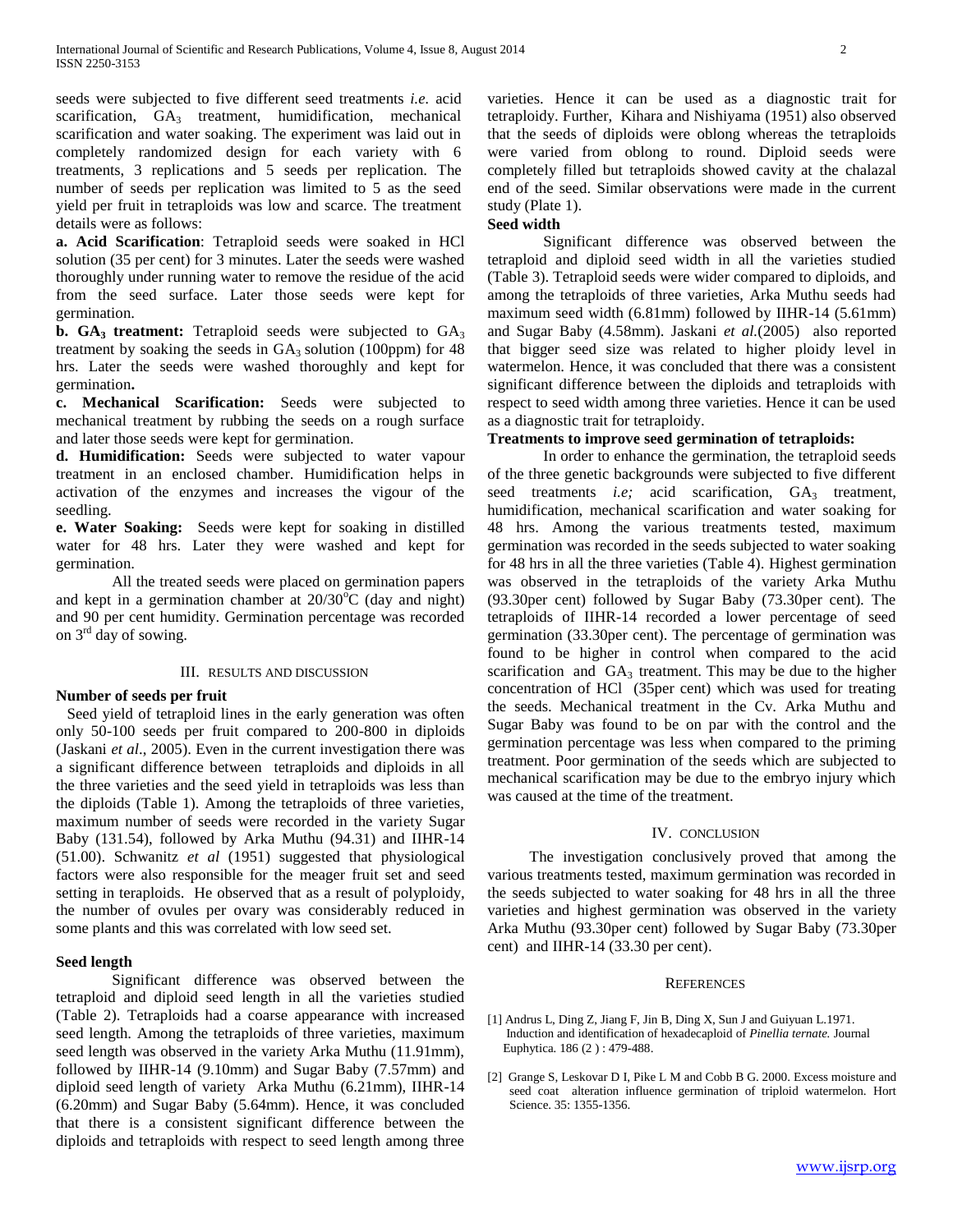seeds were subjected to five different seed treatments *i.e.* acid scarification, $GA_3$ treatment, humidification, mechanical scarification and water soaking. The experiment was laid out in completely randomized design for each variety with 6 treatments, 3 replications and 5 seeds per replication. The number of seeds per replication was limited to 5 as the seed yield per fruit in tetraploids was low and scarce. The treatment details were as follows:

**a. Acid Scarification**: Tetraploid seeds were soaked in HCl solution (35 per cent) for 3 minutes. Later the seeds were washed thoroughly under running water to remove the residue of the acid from the seed surface. Later those seeds were kept for germination.

**b. $GA_3$ treatment:** Tetraploid seeds were subjected to $GA_3$ treatment by soaking the seeds in $GA_3$ solution (100ppm) for 48 hrs. Later the seeds were washed thoroughly and kept for germination**.**

**c. Mechanical Scarification:** Seeds were subjected to mechanical treatment by rubbing the seeds on a rough surface and later those seeds were kept for germination.

**d. Humidification:** Seeds were subjected to water vapour treatment in an enclosed chamber. Humidification helps in activation of the enzymes and increases the vigour of the seedling.

**e. Water Soaking:** Seeds were kept for soaking in distilled water for 48 hrs. Later they were washed and kept for germination.

All the treated seeds were placed on germination papers and kept in a germination chamber at $20/30^{o}C$ (day and night) and 90 per cent humidity. Germination percentage was recorded on 3rd day of sowing.

## III. Results and Discussion

### Number of seeds per fruit

Seed yield of tetraploid lines in the early generation was often only 50-100 seeds per fruit compared to 200-800 in diploids (Jaskani *et al*., 2005). Even in the current investigation there was a significant difference between tetraploids and diploids in all the three varieties and the seed yield in tetraploids was less than the diploids (Table 1). Among the tetraploids of three varieties, maximum number of seeds were recorded in the variety Sugar Baby (131.54), followed by Arka Muthu (94.31) and IIHR-14 (51.00). Schwanitz *et al* (1951) suggested that physiological factors were also responsible for the meager fruit set and seed setting in teraploids. He observed that as a result of polyploidy, the number of ovules per ovary was considerably reduced in some plants and this was correlated with low seed set.

### Seed length

Significant difference was observed between the tetraploid and diploid seed length in all the varieties studied (Table 2). Tetraploids had a coarse appearance with increased seed length. Among the tetraploids of three varieties, maximum seed length was observed in the variety Arka Muthu (11.91mm), followed by IIHR-14 (9.10mm) and Sugar Baby (7.57mm) and diploid seed length of variety Arka Muthu (6.21mm), IIHR-14 (6.20mm) and Sugar Baby (5.64mm). Hence, it was concluded that there is a consistent significant difference between the diploids and tetraploids with respect to seed length among three varieties. Hence it can be used as a diagnostic trait for tetraploidy. Further, Kihara and Nishiyama (1951) also observed that the seeds of diploids were oblong whereas the tetraploids were varied from oblong to round. Diploid seeds were completely filled but tetraploids showed cavity at the chalazal end of the seed. Similar observations were made in the current study (Plate 1).

### Seed width

Significant difference was observed between the tetraploid and diploid seed width in all the varieties studied (Table 3). Tetraploid seeds were wider compared to diploids, and among the tetraploids of three varieties, Arka Muthu seeds had maximum seed width (6.81mm) followed by IIHR-14 (5.61mm) and Sugar Baby (4.58mm). Jaskani *et al.*(2005) also reported that bigger seed size was related to higher ploidy level in watermelon. Hence, it was concluded that there was a consistent significant difference between the diploids and tetraploids with respect to seed width among three varieties. Hence it can be used as a diagnostic trait for tetraploidy.

### Treatments to improve seed germination of tetraploids:

In order to enhance the germination, the tetraploid seeds of the three genetic backgrounds were subjected to five different seed treatments *i.e;* acid scarification, $GA_3$ treatment, humidification, mechanical scarification and water soaking for 48 hrs. Among the various treatments tested, maximum germination was recorded in the seeds subjected to water soaking for 48 hrs in all the three varieties (Table 4). Highest germination was observed in the tetraploids of the variety Arka Muthu (93.30per cent) followed by Sugar Baby (73.30per cent). The tetraploids of IIHR-14 recorded a lower percentage of seed germination (33.30per cent). The percentage of germination was found to be higher in control when compared to the acid scarification and $GA_3$ treatment. This may be due to the higher concentration of HCl (35per cent) which was used for treating the seeds. Mechanical treatment in the Cv. Arka Muthu and Sugar Baby was found to be on par with the control and the germination percentage was less when compared to the priming treatment. Poor germination of the seeds which are subjected to mechanical scarification may be due to the embryo injury which was caused at the time of the treatment.

## IV. Conclusion

The investigation conclusively proved that among the various treatments tested, maximum germination was recorded in the seeds subjected to water soaking for 48 hrs in all the three varieties and highest germination was observed in the variety Arka Muthu (93.30per cent) followed by Sugar Baby (73.30per cent) and IIHR-14 (33.30 per cent).

## References

[1] Andrus L, Ding Z, Jiang F, Jin B, Ding X, Sun J and Guiyuan L.1971. Induction and identification of hexadecaploid of *Pinellia ternate.* Journal Euphytica. 186 (2 ) : 479-488.

[2] Grange S, Leskovar D I, Pike L M and Cobb B G. 2000. Excess moisture and seed coat alteration influence germination of triploid watermelon. Hort Science. 35: 1355-1356.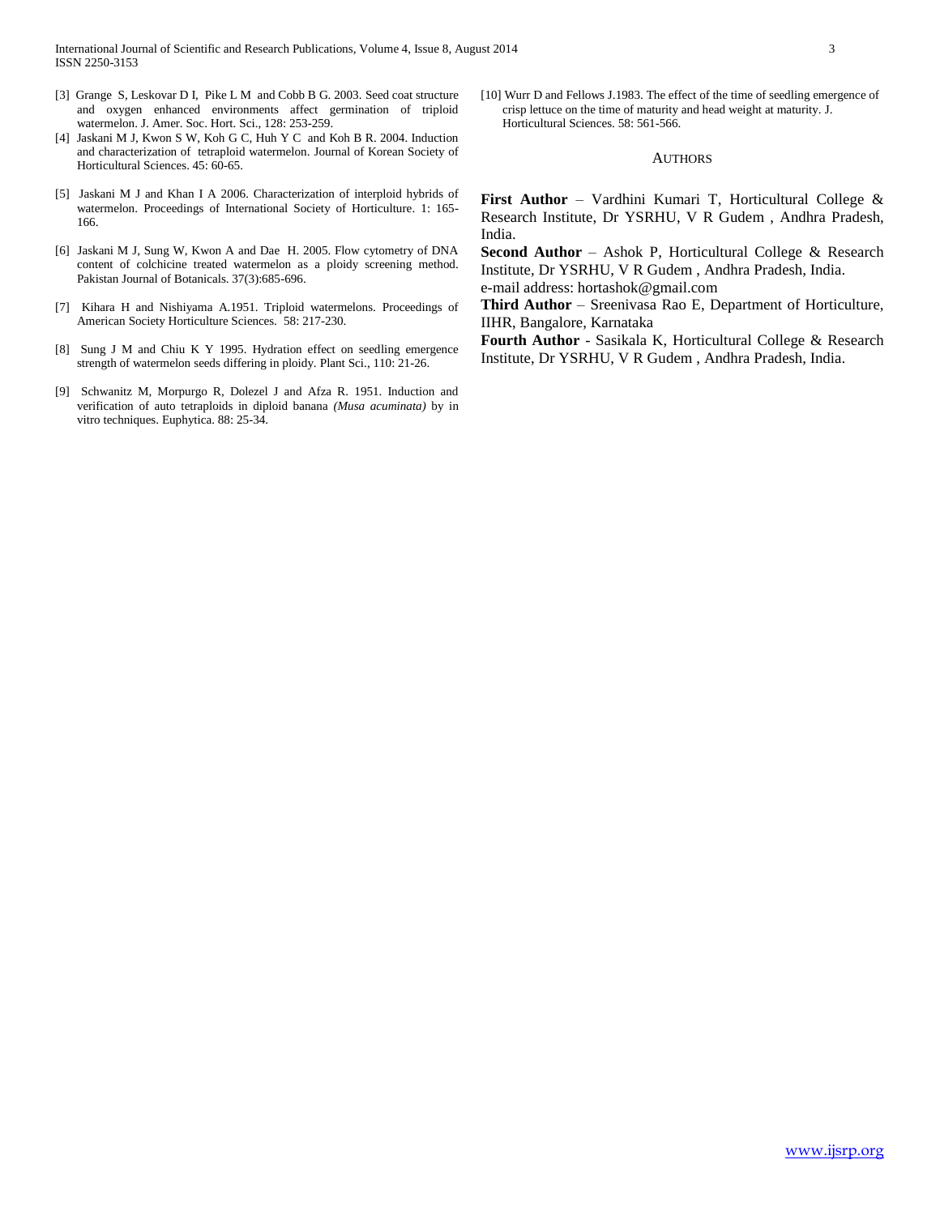[3] Grange S, Leskovar D I, Pike L M and Cobb B G. 2003. Seed coat structure and oxygen enhanced environments affect germination of triploid watermelon. J. Amer. Soc. Hort. Sci., 128: 253-259.

[4] Jaskani M J, Kwon S W, Koh G C, Huh Y C and Koh B R. 2004. Induction and characterization of tetraploid watermelon. Journal of Korean Society of Horticultural Sciences. 45: 60-65.

[5] Jaskani M J and Khan I A 2006. Characterization of interploid hybrids of watermelon. Proceedings of International Society of Horticulture. 1: 165-166.

[6] Jaskani M J, Sung W, Kwon A and Dae H. 2005. Flow cytometry of DNA content of colchicine treated watermelon as a ploidy screening method. Pakistan Journal of Botanicals. 37(3):685-696.

[7] Kihara H and Nishiyama A.1951. Triploid watermelons. Proceedings of American Society Horticulture Sciences. 58: 217-230.

[8] Sung J M and Chiu K Y 1995. Hydration effect on seedling emergence strength of watermelon seeds differing in ploidy. Plant Sci., 110: 21-26.

[9] Schwanitz M, Morpurgo R, Dolezel J and Afza R. 1951. Induction and verification of auto tetraploids in diploid banana *(Musa acuminata)* by in vitro techniques. Euphytica. 88: 25-34.

[10] Wurr D and Fellows J.1983. The effect of the time of seedling emergence of crisp lettuce on the time of maturity and head weight at maturity. J. Horticultural Sciences. 58: 561-566.

## AUTHORS

**First Author** – Vardhini Kumari T, Horticultural College & Research Institute, Dr YSRHU, V R Gudem , Andhra Pradesh, India.

**Second Author** – Ashok P, Horticultural College & Research Institute, Dr YSRHU, V R Gudem , Andhra Pradesh, India. e-mail address: hortashok@gmail.com

**Third Author** – Sreenivasa Rao E, Department of Horticulture, IIHR, Bangalore, Karnataka

**Fourth Author** - Sasikala K, Horticultural College & Research Institute, Dr YSRHU, V R Gudem , Andhra Pradesh, India.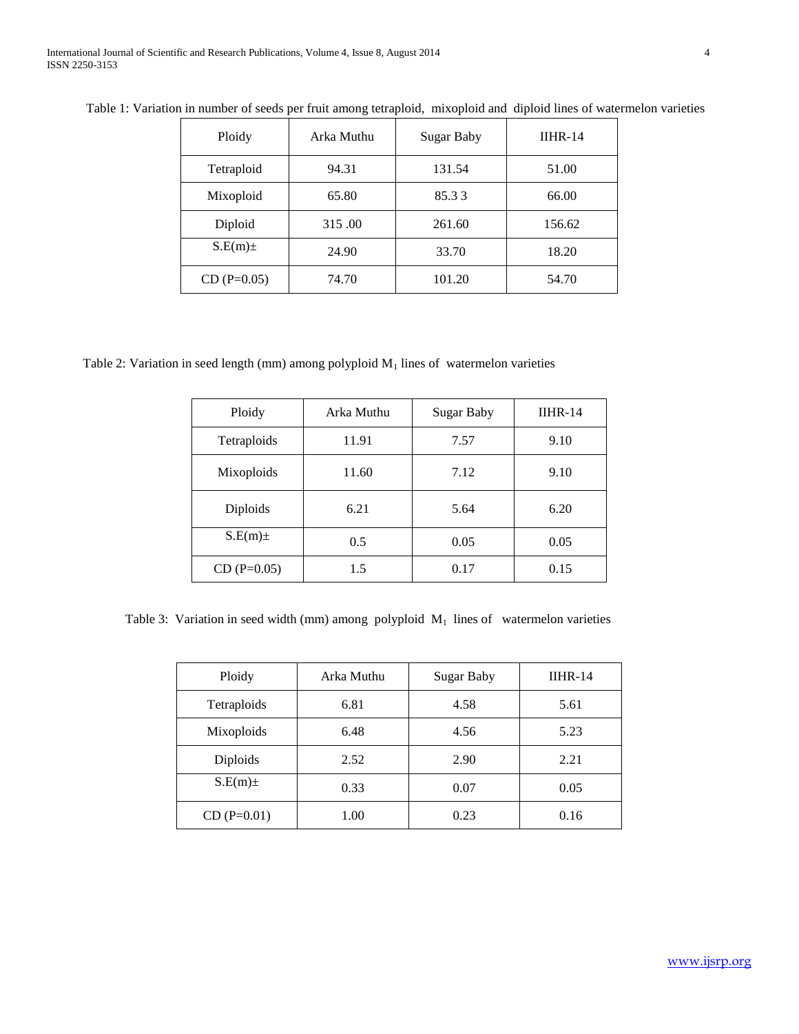Table 1: Variation in number of seeds per fruit among tetraploid, mixoploid and diploid lines of watermelon varieties

| Ploidy | Arka Muthu | Sugar Baby | IIHR-14 |
|---|---|---|---|
| Tetraploid | 94.31 | 131.54 | 51.00 |
| Mixoploid | 65.80 | 85.3 3 | 66.00 |
| Diploid | 315 .00 | 261.60 | 156.62 |
| S.E(m)± | 24.90 | 33.70 | 18.20 |
| CD (P=0.05) | 74.70 | 101.20 | 54.70 |

Table 2: Variation in seed length (mm) among polyploid $M_1$ lines of watermelon varieties

| Ploidy | Arka Muthu | Sugar Baby | IIHR-14 |
|---|---|---|---|
| Tetraploids | 11.91 | 7.57 | 9.10 |
| Mixoploids | 11.60 | 7.12 | 9.10 |
| Diploids | 6.21 | 5.64 | 6.20 |
| S.E(m)± | 0.5 | 0.05 | 0.05 |
| CD (P=0.05) | 1.5 | 0.17 | 0.15 |

Table 3: Variation in seed width (mm) among polyploid $M_1$ lines of watermelon varieties

| Ploidy | Arka Muthu | Sugar Baby | IIHR-14 |
|---|---|---|---|
| Tetraploids | 6.81 | 4.58 | 5.61 |
| Mixoploids | 6.48 | 4.56 | 5.23 |
| Diploids | 2.52 | 2.90 | 2.21 |
| S.E(m)± | 0.33 | 0.07 | 0.05 |
| CD (P=0.01) | 1.00 | 0.23 | 0.16 |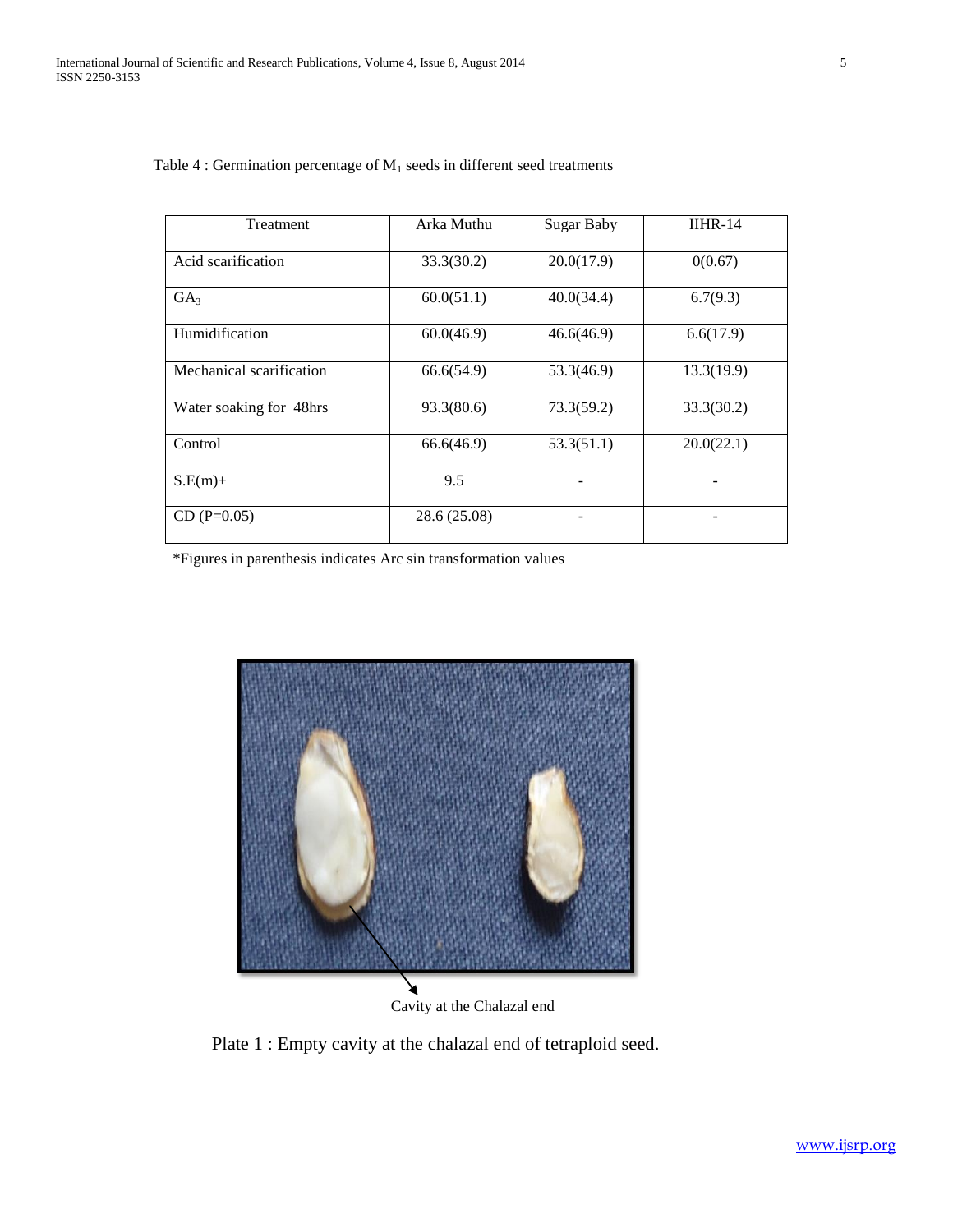Table 4 : Germination percentage of $M_1$ seeds in different seed treatments

| Treatment | Arka Muthu | Sugar Baby | IIHR-14 |
|---|---|---|---|
| Acid scarification | 33.3(30.2) | 20.0(17.9) | 0(0.67) |
| $GA_3$ | 60.0(51.1) | 40.0(34.4) | 6.7(9.3) |
| Humidification | 60.0(46.9) | 46.6(46.9) | 6.6(17.9) |
| Mechanical scarification | 66.6(54.9) | 53.3(46.9) | 13.3(19.9) |
| Water soaking for 48hrs | 93.3(80.6) | 73.3(59.2) | 33.3(30.2) |
| Control | 66.6(46.9) | 53.3(51.1) | 20.0(22.1) |
| S.E(m)± | 9.5 | - | - |
| CD (P=0.05) | 28.6 (25.08) | - | - |

*Figures in parenthesis indicates Arc sin transformation values

Cavity at the Chalazal end

Plate 1 : Empty cavity at the chalazal end of tetraploid seed.